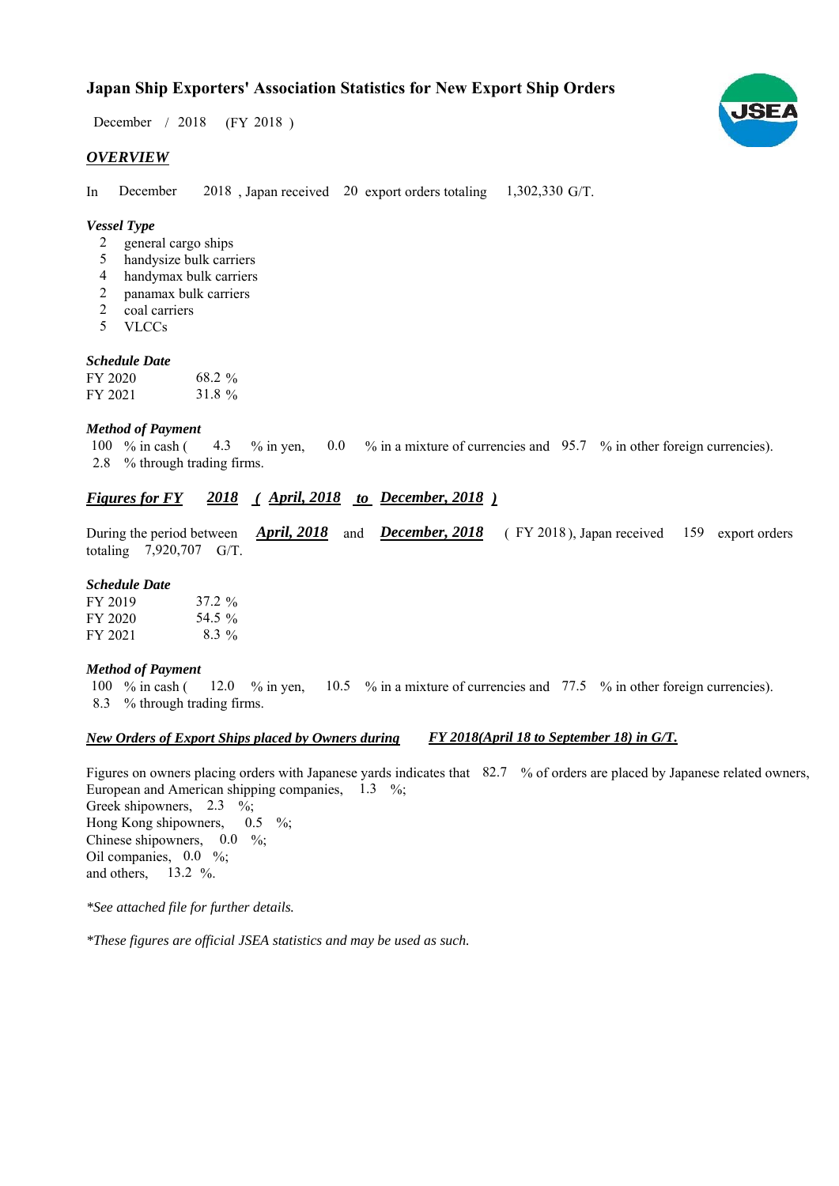# Japan Ship Exporters' Association Statistics for New Export Ship Orders

December / 2018 (FY 2018 )

## *OVERVIEW*

In December 2018 , Japan received 20 export orders totaling 1,302,330 G/T.

### *Vessel Type*

- 2 general cargo ships
- 5 handysize bulk carriers
- 4 handymax bulk carriers
- 2 panamax bulk carriers
- 2 coal carriers
- 5 VLCCs

### *Schedule Date*

| | |
|---|---|
| FY 2020 | 68.2 % |
| FY 2021 | 31.8 % |

### *Method of Payment*

100 % in cash ( 4.3 % in yen, 0.0 % in a mixture of currencies and 95.7 % in other foreign currencies).
2.8 % through trading firms.

## *Figures for FY 2018 ( April, 2018 to December, 2018 )*

During the period between ***April, 2018*** and ***December, 2018*** ( FY 2018 ), Japan received 159 export orders totaling 7,920,707 G/T.

### *Schedule Date*

| | |
|---|---|
| FY 2019 | 37.2 % |
| FY 2020 | 54.5 % |
| FY 2021 | 8.3 % |

### *Method of Payment*

100 % in cash ( 12.0 % in yen, 10.5 % in a mixture of currencies and 77.5 % in other foreign currencies).
8.3 % through trading firms.

## *New Orders of Export Ships placed by Owners during FY 2018(April 18 to September 18) in G/T.*

Figures on owners placing orders with Japanese yards indicates that 82.7 % of orders are placed by Japanese related owners,
European and American shipping companies, 1.3 %;
Greek shipowners, 2.3 %;
Hong Kong shipowners, 0.5 %;
Chinese shipowners, 0.0 %;
Oil companies, 0.0 %;
and others, 13.2 %.

*\*See attached file for further details.*

*\*These figures are official JSEA statistics and may be used as such.*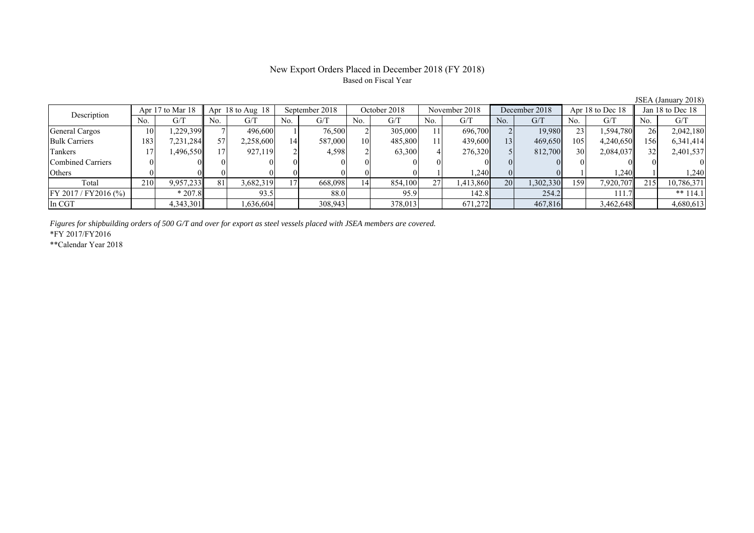# New Export Orders Placed in December 2018 (FY 2018)

Based on Fiscal Year

JSEA (January 2018)

| Description | Apr 17 to Mar 18 | | Apr 18 to Aug 18 | | September 2018 | | October 2018 | | November 2018 | | December 2018 | | Apr 18 to Dec 18 | | Jan 18 to Dec 18 | |
|---|---|---|---|---|---|---|---|---|---|---|---|---|---|---|---|---|
| | No. | G/T | No. | G/T | No. | G/T | No. | G/T | No. | G/T | No. | G/T | No. | G/T | No. | G/T |
| General Cargos | 10 | 1,229,399 | 7 | 496,600 | 1 | 76,500 | 2 | 305,000 | 11 | 696,700 | 2 | 19,980 | 23 | 1,594,780 | 26 | 2,042,180 |
| Bulk Carriers | 183 | 7,231,284 | 57 | 2,258,600 | 14 | 587,000 | 10 | 485,800 | 11 | 439,600 | 13 | 469,650 | 105 | 4,240,650 | 156 | 6,341,414 |
| Tankers | 17 | 1,496,550 | 17 | 927,119 | 2 | 4,598 | 2 | 63,300 | 4 | 276,320 | 5 | 812,700 | 30 | 2,084,037 | 32 | 2,401,537 |
| Combined Carriers | 0 | 0 | 0 | 0 | 0 | 0 | 0 | 0 | 0 | 0 | 0 | 0 | 0 | 0 | 0 | 0 |
| Others | 0 | 0 | 0 | 0 | 0 | 0 | 0 | 0 | 1 | 1,240 | 0 | 0 | 1 | 1,240 | 1 | 1,240 |
| Total | 210 | 9,957,233 | 81 | 3,682,319 | 17 | 668,098 | 14 | 854,100 | 27 | 1,413,860 | 20 | 1,302,330 | 159 | 7,920,707 | 215 | 10,786,371 |
| FY 2017 / FY2016 (%) | | * 207.8 | | 93.5 | | 88.0 | | 95.9 | | 142.8 | | 254.2 | | 111.7 | | ** 114.1 |
| In CGT | | 4,343,301 | | 1,636,604 | | 308,943 | | 378,013 | | 671,272 | | 467,816 | | 3,462,648 | | 4,680,613 |

*Figures for shipbuilding orders of 500 G/T and over for export as steel vessels placed with JSEA members are covered.*

*FY 2017/FY2016

**Calendar Year 2018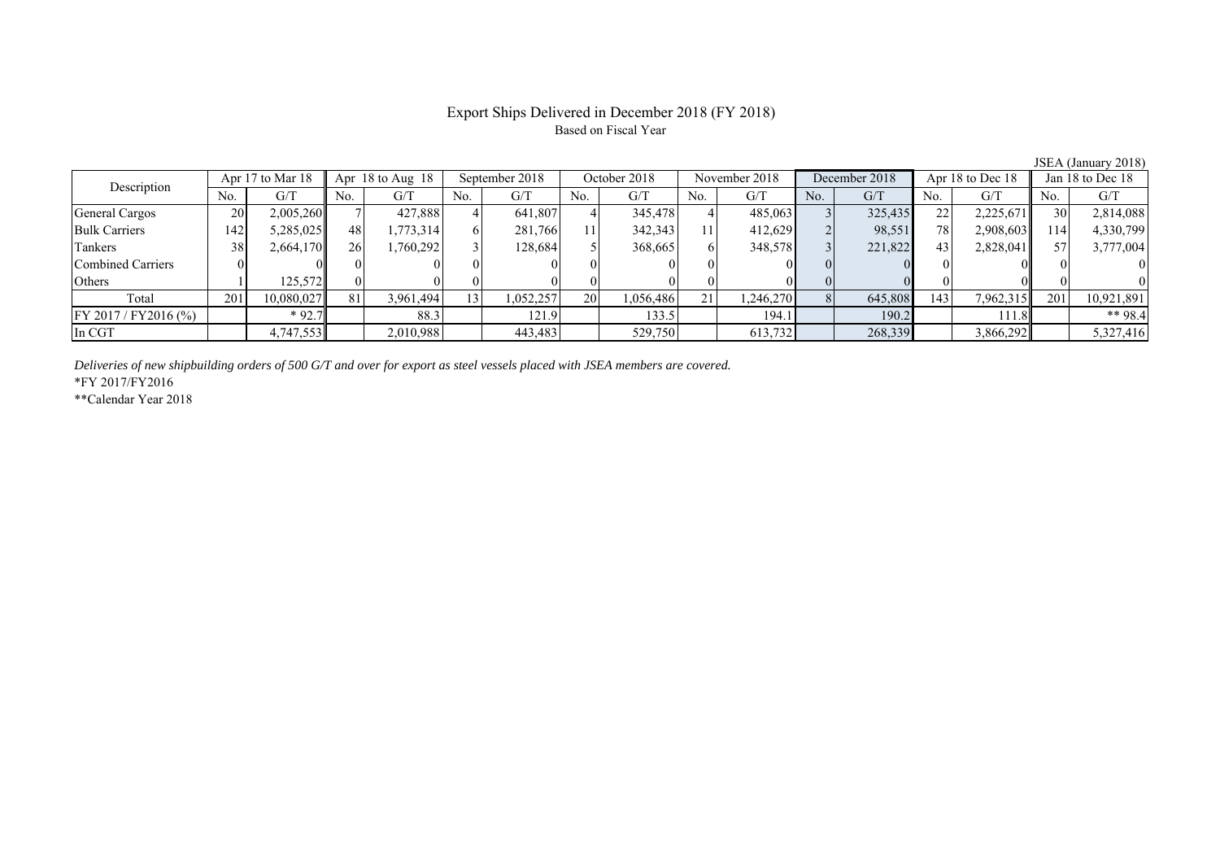# Export Ships Delivered in December 2018 (FY 2018)

Based on Fiscal Year

JSEA (January 2018)

| Description | Apr 17 to Mar 18 | | Apr 18 to Aug 18 | | September 2018 | | October 2018 | | November 2018 | | December 2018 | | Apr 18 to Dec 18 | | Jan 18 to Dec 18 | |
|---|---|---|---|---|---|---|---|---|---|---|---|---|---|---|---|---|
| | No. | G/T | No. | G/T | No. | G/T | No. | G/T | No. | G/T | No. | G/T | No. | G/T | No. | G/T |
| General Cargos | 20 | 2,005,260 | 7 | 427,888 | 4 | 641,807 | 4 | 345,478 | 4 | 485,063 | 3 | 325,435 | 22 | 2,225,671 | 30 | 2,814,088 |
| Bulk Carriers | 142 | 5,285,025 | 48 | 1,773,314 | 6 | 281,766 | 11 | 342,343 | 11 | 412,629 | 2 | 98,551 | 78 | 2,908,603 | 114 | 4,330,799 |
| Tankers | 38 | 2,664,170 | 26 | 1,760,292 | 3 | 128,684 | 5 | 368,665 | 6 | 348,578 | 3 | 221,822 | 43 | 2,828,041 | 57 | 3,777,004 |
| Combined Carriers | 0 | 0 | 0 | 0 | 0 | 0 | 0 | 0 | 0 | 0 | 0 | 0 | 0 | 0 | 0 | 0 |
| Others | 1 | 125,572 | 0 | 0 | 0 | 0 | 0 | 0 | 0 | 0 | 0 | 0 | 0 | 0 | 0 | 0 |
| Total | 201 | 10,080,027 | 81 | 3,961,494 | 13 | 1,052,257 | 20 | 1,056,486 | 21 | 1,246,270 | 8 | 645,808 | 143 | 7,962,315 | 201 | 10,921,891 |
| FY 2017 / FY2016 (%) | | * 92.7 | | 88.3 | | 121.9 | | 133.5 | | 194.1 | | 190.2 | | 111.8 | | ** 98.4 |
| In CGT | | 4,747,553 | | 2,010,988 | | 443,483 | | 529,750 | | 613,732 | | 268,339 | | 3,866,292 | | 5,327,416 |

*Deliveries of new shipbuilding orders of 500 G/T and over for export as steel vessels placed with JSEA members are covered.*

*FY 2017/FY2016

**Calendar Year 2018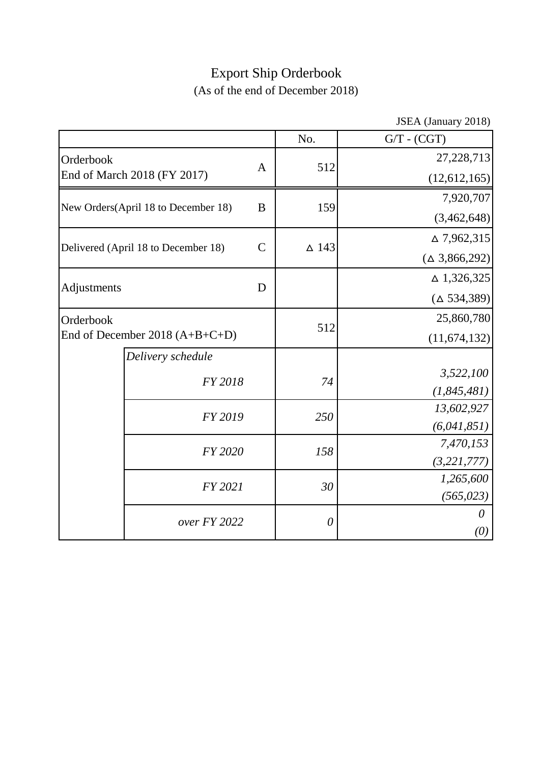# Export Ship Orderbook

(As of the end of December 2018)

JSEA (January 2018)

| | | | No. | G/T - (CGT) |
|---|---|---|---|---|
| Orderbook<br>End of March 2018 (FY 2017) | | A | 512 | 27,228,713<br>(12,612,165) |
| New Orders(April 18 to December 18) | | B | 159 | 7,920,707<br>(3,462,648) |
| Delivered (April 18 to December 18) | | C | △ 143 | △ 7,962,315<br>(△ 3,866,292) |
| Adjustments | | D | | △ 1,326,325<br>(△ 534,389) |
| Orderbook<br>End of December 2018 (A+B+C+D) | | | 512 | 25,860,780<br>(11,674,132) |
| | *Delivery schedule*<br>*FY 2018* | | *74* | *3,522,100*<br>*(1,845,481)* |
| | *FY 2019* | | *250* | *13,602,927*<br>*(6,041,851)* |
| | *FY 2020* | | *158* | *7,470,153*<br>*(3,221,777)* |
| | *FY 2021* | | *30* | *1,265,600*<br>*(565,023)* |
| | *over FY 2022* | | *0* | *0*<br>*(0)* |